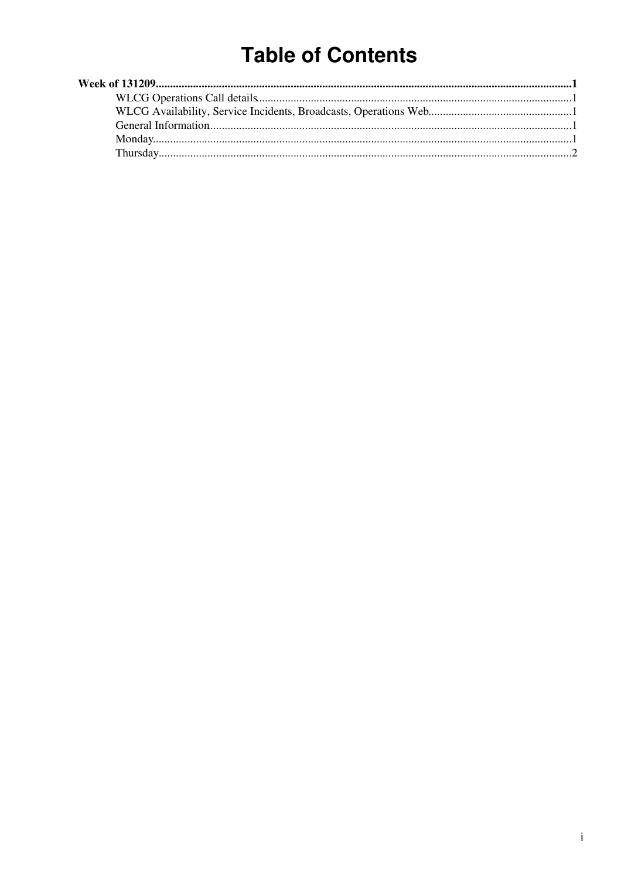# Table of Contents

**Week of 131209**......................................................................................................................................**1**

- WLCG Operations Call details.............................................................................................................1
- WLCG Availability, Service Incidents, Broadcasts, Operations Web..................................................1
- General Information.............................................................................................................................1
- Monday.................................................................................................................................................1
- Thursday...............................................................................................................................................2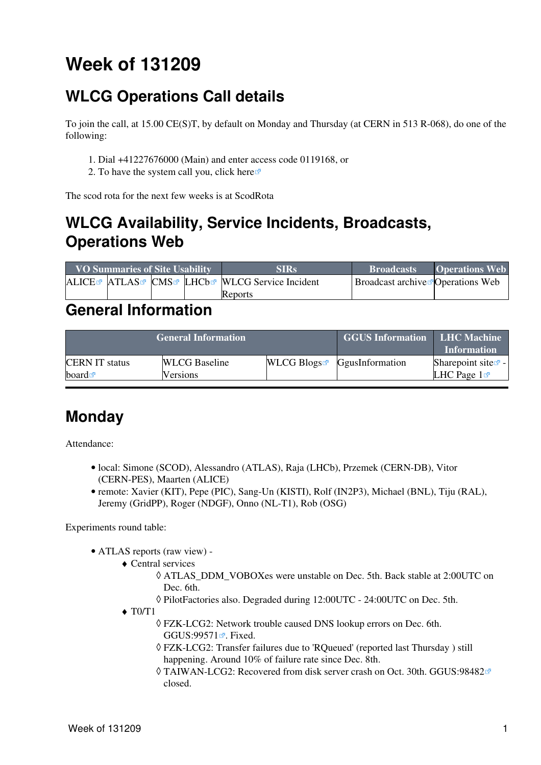# Week of 131209

## WLCG Operations Call details

To join the call, at 15.00 CE(S)T, by default on Monday and Thursday (at CERN in 513 R-068), do one of the following:

1. Dial +41227676000 (Main) and enter access code 0119168, or
2. To have the system call you, click here

The scod rota for the next few weeks is at ScodRota

## WLCG Availability, Service Incidents, Broadcasts, Operations Web

| VO Summaries of Site Usability | | | | SIRs | Broadcasts | Operations Web |
|---|---|---|---|---|---|---|
| ALICE | ATLAS | CMS | LHCb | WLCG Service Incident Reports | Broadcast archive | Operations Web |

## General Information

| General Information | | | GGUS Information | LHC Machine Information |
|---|---|---|---|---|
| CERN IT status board | WLCG Baseline Versions | WLCG Blogs | GgusInformation | Sharepoint site - LHC Page 1 |

---

## Monday

Attendance:

- local: Simone (SCOD), Alessandro (ATLAS), Raja (LHCb), Przemek (CERN-DB), Vitor (CERN-PES), Maarten (ALICE)
- remote: Xavier (KIT), Pepe (PIC), Sang-Un (KISTI), Rolf (IN2P3), Michael (BNL), Tiju (RAL), Jeremy (GridPP), Roger (NDGF), Onno (NL-T1), Rob (OSG)

Experiments round table:

- ATLAS reports (raw view) -
  - Central services
    - ATLAS_DDM_VOBOXes were unstable on Dec. 5th. Back stable at 2:00UTC on Dec. 6th.
    - PilotFactories also. Degraded during 12:00UTC - 24:00UTC on Dec. 5th.
  - T0/T1
    - FZK-LCG2: Network trouble caused DNS lookup errors on Dec. 6th. GGUS:99571. Fixed.
    - FZK-LCG2: Transfer failures due to 'RQueued' (reported last Thursday ) still happening. Around 10% of failure rate since Dec. 8th.
    - TAIWAN-LCG2: Recovered from disk server crash on Oct. 30th. GGUS:98482 closed.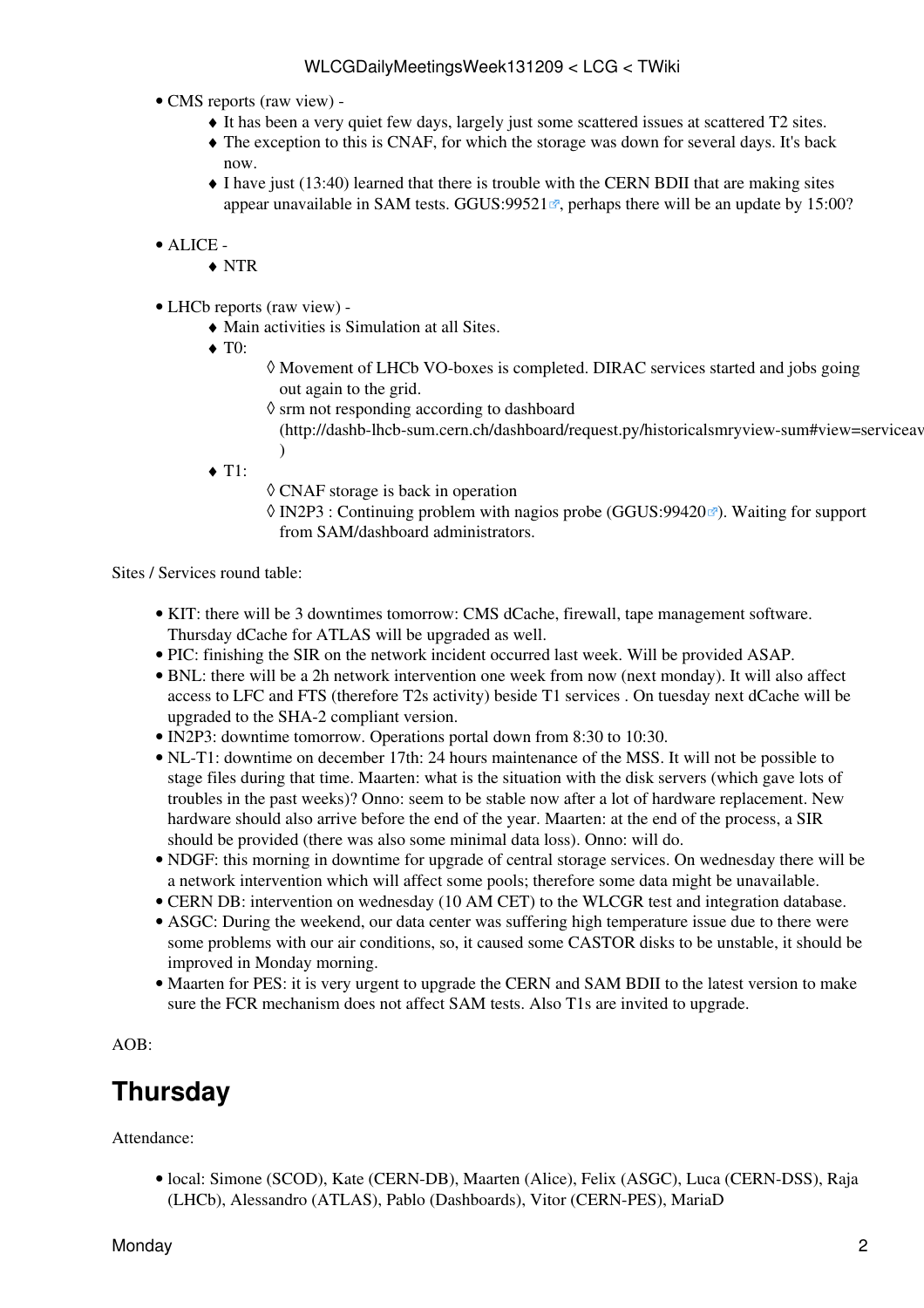- CMS reports (raw view) -
  - It has been a very quiet few days, largely just some scattered issues at scattered T2 sites.
  - The exception to this is CNAF, for which the storage was down for several days. It's back now.
  - I have just (13:40) learned that there is trouble with the CERN BDII that are making sites appear unavailable in SAM tests. GGUS:99521, perhaps there will be an update by 15:00?

- ALICE -
  - NTR

- LHCb reports (raw view) -
  - Main activities is Simulation at all Sites.
  - T0:
    - Movement of LHCb VO-boxes is completed. DIRAC services started and jobs going out again to the grid.
    - srm not responding according to dashboard (http://dashb-lhcb-sum.cern.ch/dashboard/request.py/historicalsmryview-sum#view=serviceav )
  - T1:
    - CNAF storage is back in operation
    - IN2P3 : Continuing problem with nagios probe (GGUS:99420). Waiting for support from SAM/dashboard administrators.

Sites / Services round table:

- KIT: there will be 3 downtimes tomorrow: CMS dCache, firewall, tape management software. Thursday dCache for ATLAS will be upgraded as well.
- PIC: finishing the SIR on the network incident occurred last week. Will be provided ASAP.
- BNL: there will be a 2h network intervention one week from now (next monday). It will also affect access to LFC and FTS (therefore T2s activity) beside T1 services . On tuesday next dCache will be upgraded to the SHA-2 compliant version.
- IN2P3: downtime tomorrow. Operations portal down from 8:30 to 10:30.
- NL-T1: downtime on december 17th: 24 hours maintenance of the MSS. It will not be possible to stage files during that time. Maarten: what is the situation with the disk servers (which gave lots of troubles in the past weeks)? Onno: seem to be stable now after a lot of hardware replacement. New hardware should also arrive before the end of the year. Maarten: at the end of the process, a SIR should be provided (there was also some minimal data loss). Onno: will do.
- NDGF: this morning in downtime for upgrade of central storage services. On wednesday there will be a network intervention which will affect some pools; therefore some data might be unavailable.
- CERN DB: intervention on wednesday (10 AM CET) to the WLCGR test and integration database.
- ASGC: During the weekend, our data center was suffering high temperature issue due to there were some problems with our air conditions, so, it caused some CASTOR disks to be unstable, it should be improved in Monday morning.
- Maarten for PES: it is very urgent to upgrade the CERN and SAM BDII to the latest version to make sure the FCR mechanism does not affect SAM tests. Also T1s are invited to upgrade.

AOB:

## Thursday

Attendance:

- local: Simone (SCOD), Kate (CERN-DB), Maarten (Alice), Felix (ASGC), Luca (CERN-DSS), Raja (LHCb), Alessandro (ATLAS), Pablo (Dashboards), Vitor (CERN-PES), MariaD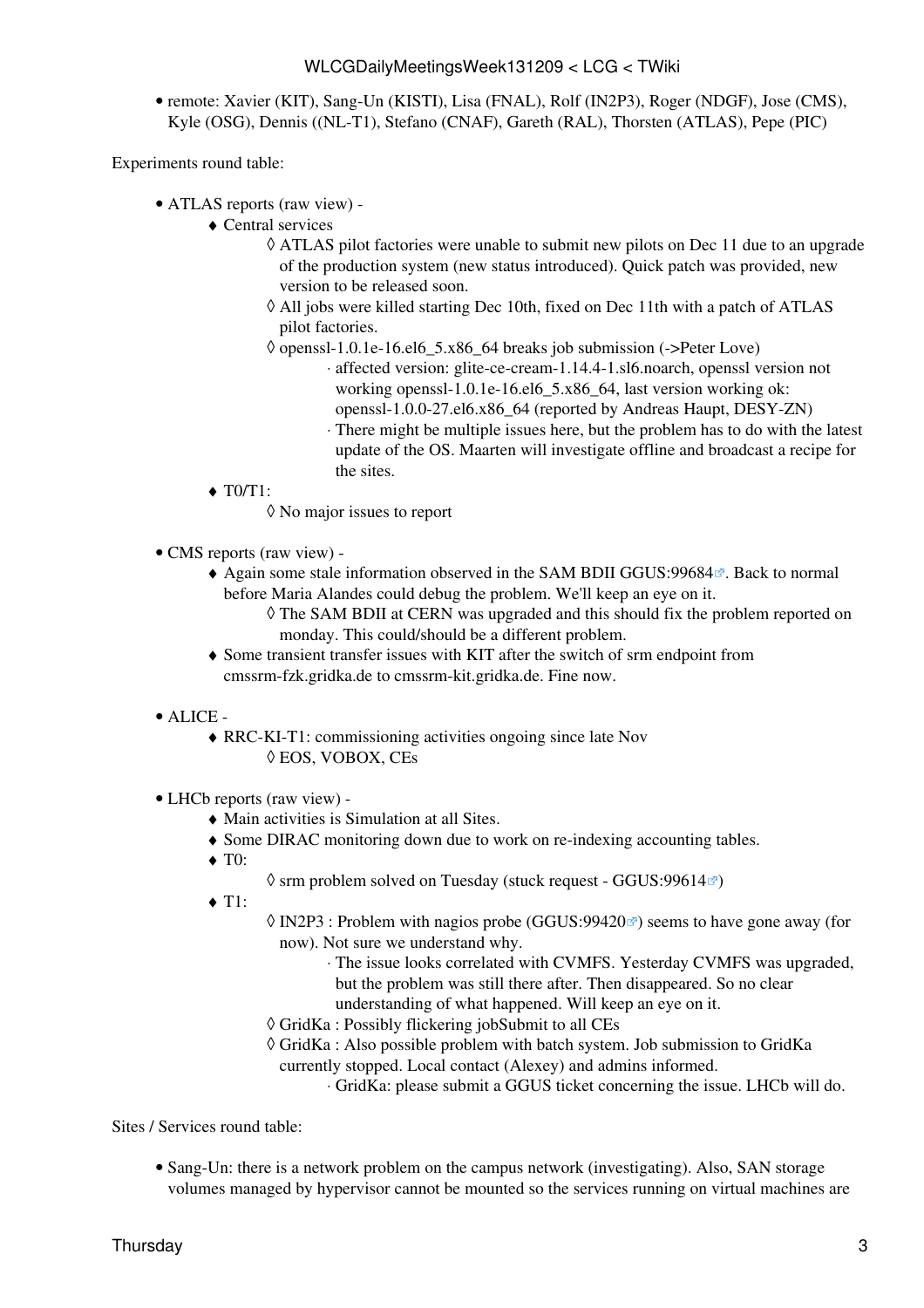- remote: Xavier (KIT), Sang-Un (KISTI), Lisa (FNAL), Rolf (IN2P3), Roger (NDGF), Jose (CMS), Kyle (OSG), Dennis ((NL-T1), Stefano (CNAF), Gareth (RAL), Thorsten (ATLAS), Pepe (PIC)

Experiments round table:

- ATLAS reports (raw view) -
    - Central services
        - ATLAS pilot factories were unable to submit new pilots on Dec 11 due to an upgrade of the production system (new status introduced). Quick patch was provided, new version to be released soon.
        - All jobs were killed starting Dec 10th, fixed on Dec 11th with a patch of ATLAS pilot factories.
        - openssl-1.0.1e-16.el6_5.x86_64 breaks job submission (->Peter Love)
            - affected version: glite-ce-cream-1.14.4-1.sl6.noarch, openssl version not working openssl-1.0.1e-16.el6_5.x86_64, last version working ok: openssl-1.0.0-27.el6.x86_64 (reported by Andreas Haupt, DESY-ZN)
            - There might be multiple issues here, but the problem has to do with the latest update of the OS. Maarten will investigate offline and broadcast a recipe for the sites.
    - T0/T1:
        - No major issues to report

- CMS reports (raw view) -
    - Again some stale information observed in the SAM BDII GGUS:99684. Back to normal before Maria Alandes could debug the problem. We'll keep an eye on it.
        - The SAM BDII at CERN was upgraded and this should fix the problem reported on monday. This could/should be a different problem.
    - Some transient transfer issues with KIT after the switch of srm endpoint from cmssrm-fzk.gridka.de to cmssrm-kit.gridka.de. Fine now.

- ALICE -
    - RRC-KI-T1: commissioning activities ongoing since late Nov
        - EOS, VOBOX, CEs

- LHCb reports (raw view) -
    - Main activities is Simulation at all Sites.
    - Some DIRAC monitoring down due to work on re-indexing accounting tables.
    - T0:
        - srm problem solved on Tuesday (stuck request - GGUS:99614)
    - T1:
        - IN2P3 : Problem with nagios probe (GGUS:99420) seems to have gone away (for now). Not sure we understand why.
            - The issue looks correlated with CVMFS. Yesterday CVMFS was upgraded, but the problem was still there after. Then disappeared. So no clear understanding of what happened. Will keep an eye on it.
        - GridKa : Possibly flickering jobSubmit to all CEs
        - GridKa : Also possible problem with batch system. Job submission to GridKa currently stopped. Local contact (Alexey) and admins informed.
            - GridKa: please submit a GGUS ticket concerning the issue. LHCb will do.

Sites / Services round table:

- Sang-Un: there is a network problem on the campus network (investigating). Also, SAN storage volumes managed by hypervisor cannot be mounted so the services running on virtual machines are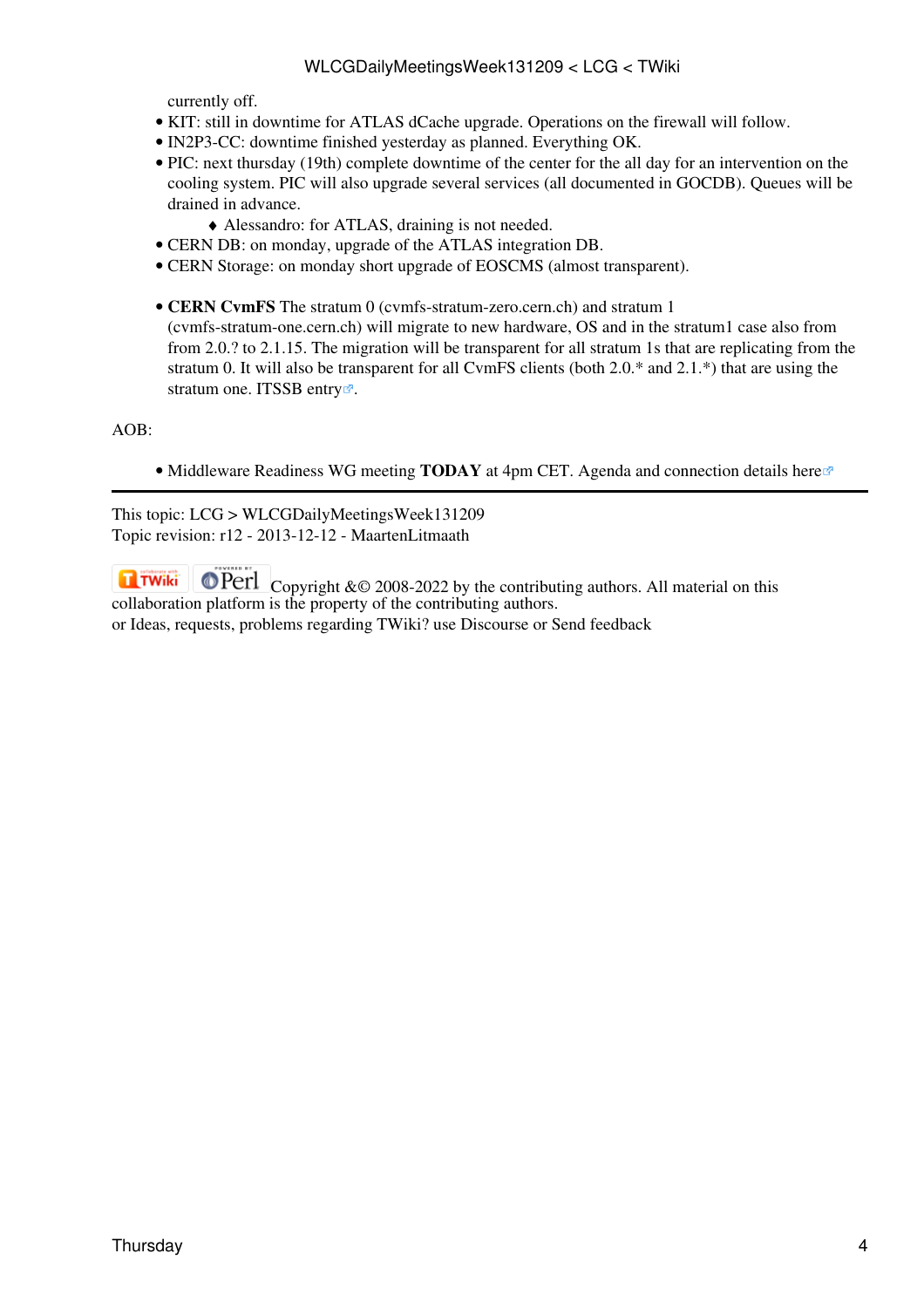currently off.

- KIT: still in downtime for ATLAS dCache upgrade. Operations on the firewall will follow.
- IN2P3-CC: downtime finished yesterday as planned. Everything OK.
- PIC: next thursday (19th) complete downtime of the center for the all day for an intervention on the cooling system. PIC will also upgrade several services (all documented in GOCDB). Queues will be drained in advance.
    - Alessandro: for ATLAS, draining is not needed.
- CERN DB: on monday, upgrade of the ATLAS integration DB.
- CERN Storage: on monday short upgrade of EOSCMS (almost transparent).

- **CERN CvmFS** The stratum 0 (cvmfs-stratum-zero.cern.ch) and stratum 1 (cvmfs-stratum-one.cern.ch) will migrate to new hardware, OS and in the stratum1 case also from from 2.0.? to 2.1.15. The migration will be transparent for all stratum 1s that are replicating from the stratum 0. It will also be transparent for all CvmFS clients (both 2.0.* and 2.1.*) that are using the stratum one. ITSSB entry.

AOB:

- Middleware Readiness WG meeting **TODAY** at 4pm CET. Agenda and connection details here

---

This topic: LCG > WLCGDailyMeetingsWeek131209
Topic revision: r12 - 2013-12-12 - MaartenLitmaath

Copyright &© 2008-2022 by the contributing authors. All material on this collaboration platform is the property of the contributing authors.
or Ideas, requests, problems regarding TWiki? use Discourse or Send feedback